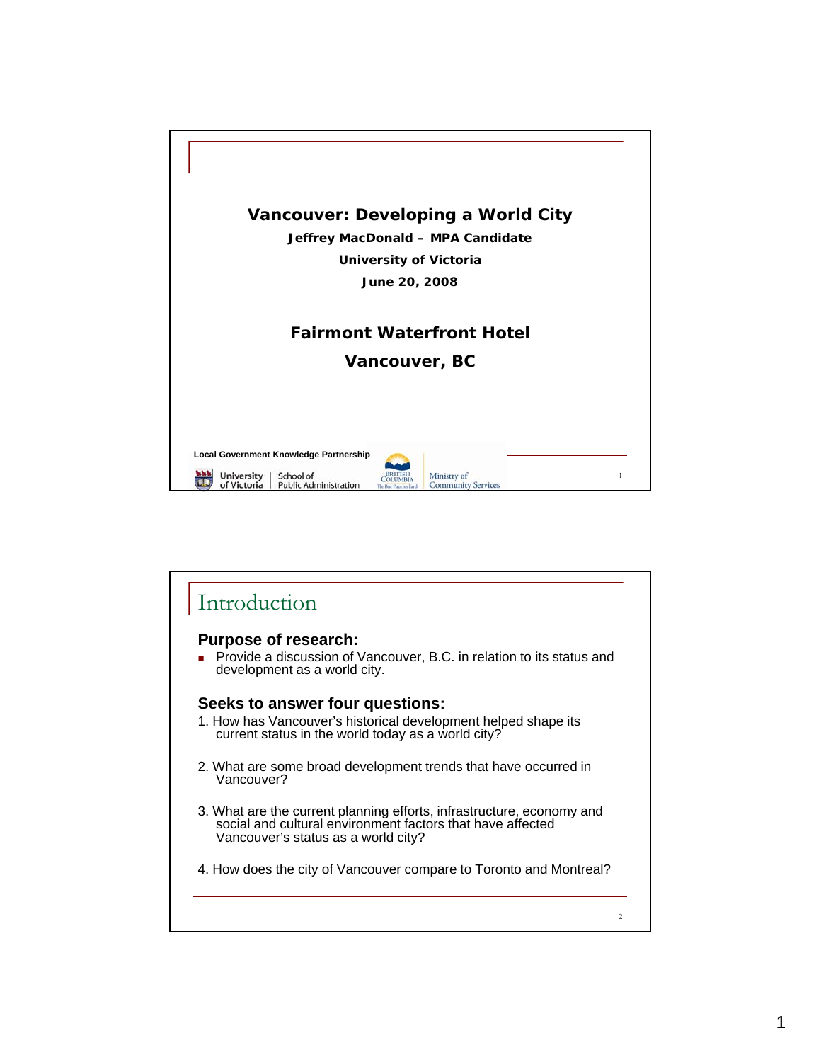# Vancouver: Developing a World City

**Jeffrey MacDonald – MPA Candidate**

**University of Victoria**

**June 20, 2008**

**Fairmont Waterfront Hotel**

**Vancouver, BC**

Local Government Knowledge Partnership

University of Victoria | School of Public Administration

British Columbia – The Best Place on Earth | Ministry of Community Services

## Introduction

### Purpose of research:

- Provide a discussion of Vancouver, B.C. in relation to its status and development as a world city.

### Seeks to answer four questions:

1. How has Vancouver's historical development helped shape its current status in the world today as a world city?
2. What are some broad development trends that have occurred in Vancouver?
3. What are the current planning efforts, infrastructure, economy and social and cultural environment factors that have affected Vancouver's status as a world city?
4. How does the city of Vancouver compare to Toronto and Montreal?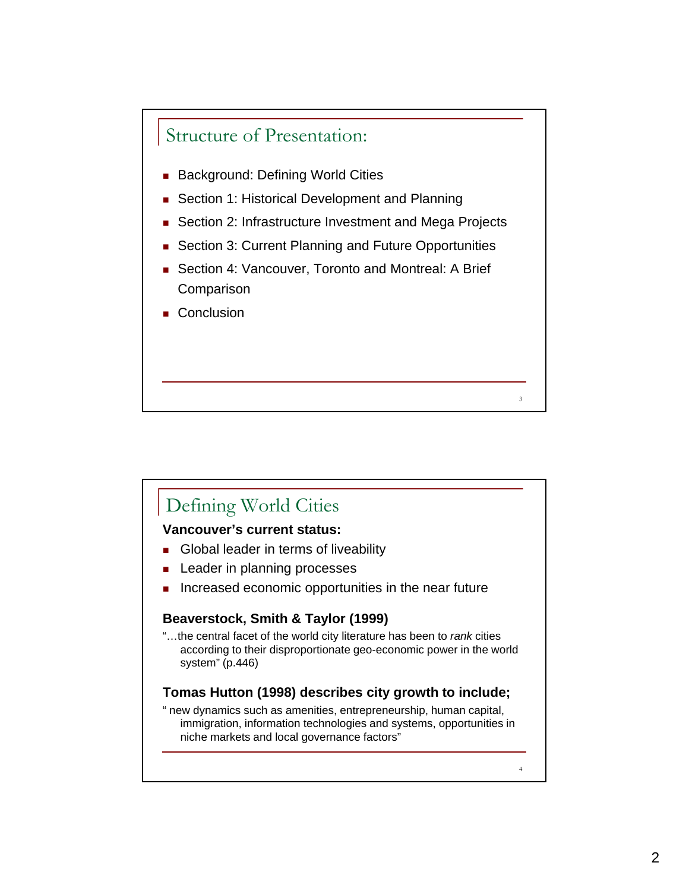## Structure of Presentation:

- Background: Defining World Cities
- Section 1: Historical Development and Planning
- Section 2: Infrastructure Investment and Mega Projects
- Section 3: Current Planning and Future Opportunities
- Section 4: Vancouver, Toronto and Montreal: A Brief Comparison
- Conclusion

## Defining World Cities

**Vancouver's current status:**

- Global leader in terms of liveability
- Leader in planning processes
- Increased economic opportunities in the near future

**Beaverstock, Smith & Taylor (1999)**

"…the central facet of the world city literature has been to *rank* cities according to their disproportionate geo-economic power in the world system" (p.446)

**Tomas Hutton (1998) describes city growth to include;**

" new dynamics such as amenities, entrepreneurship, human capital, immigration, information technologies and systems, opportunities in niche markets and local governance factors"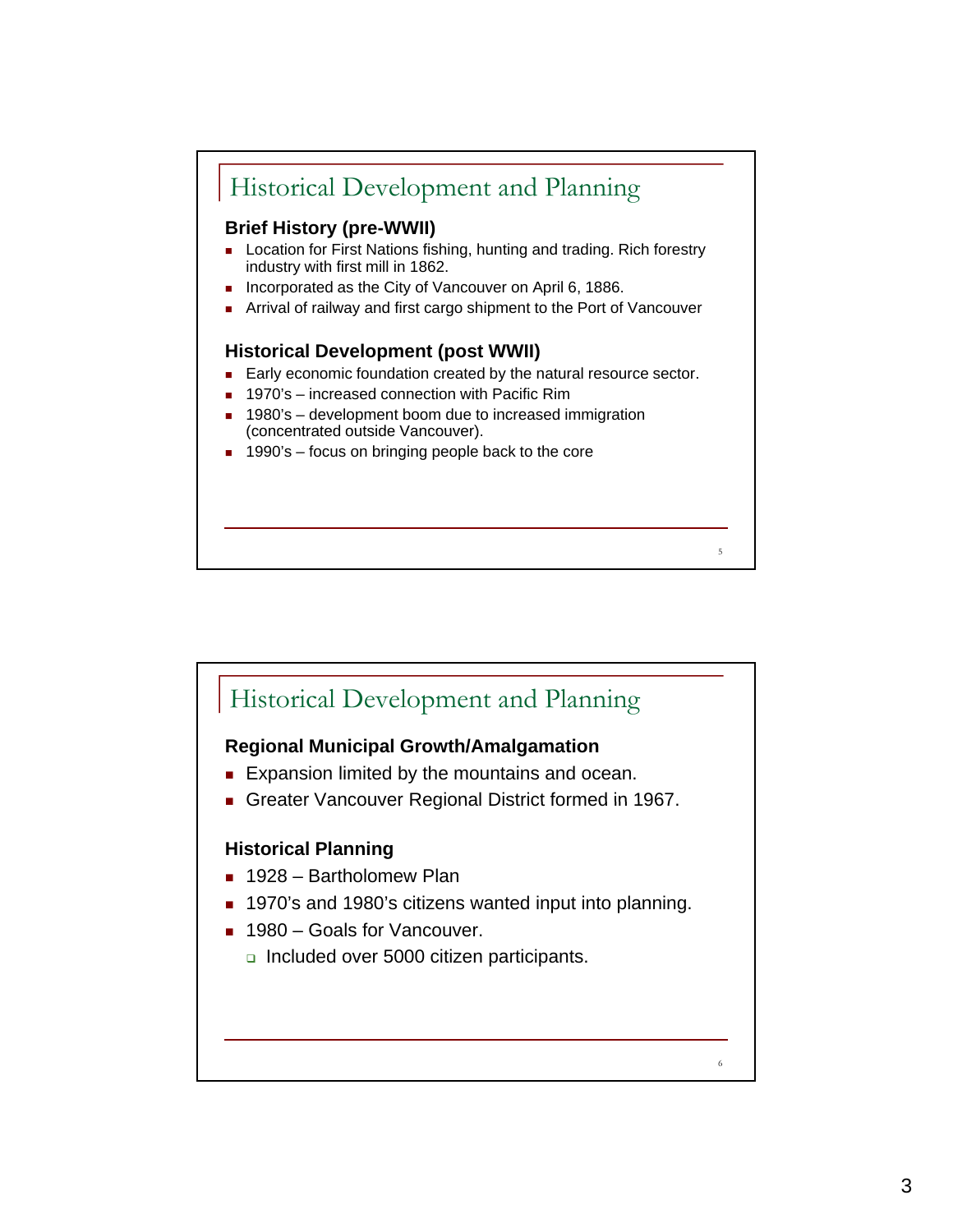## Historical Development and Planning

**Brief History (pre-WWII)**

- Location for First Nations fishing, hunting and trading. Rich forestry industry with first mill in 1862.
- Incorporated as the City of Vancouver on April 6, 1886.
- Arrival of railway and first cargo shipment to the Port of Vancouver

**Historical Development (post WWII)**

- Early economic foundation created by the natural resource sector.
- 1970's – increased connection with Pacific Rim
- 1980's – development boom due to increased immigration (concentrated outside Vancouver).
- 1990's – focus on bringing people back to the core

## Historical Development and Planning

**Regional Municipal Growth/Amalgamation**

- Expansion limited by the mountains and ocean.
- Greater Vancouver Regional District formed in 1967.

**Historical Planning**

- 1928 – Bartholomew Plan
- 1970's and 1980's citizens wanted input into planning.
- 1980 – Goals for Vancouver.
  - Included over 5000 citizen participants.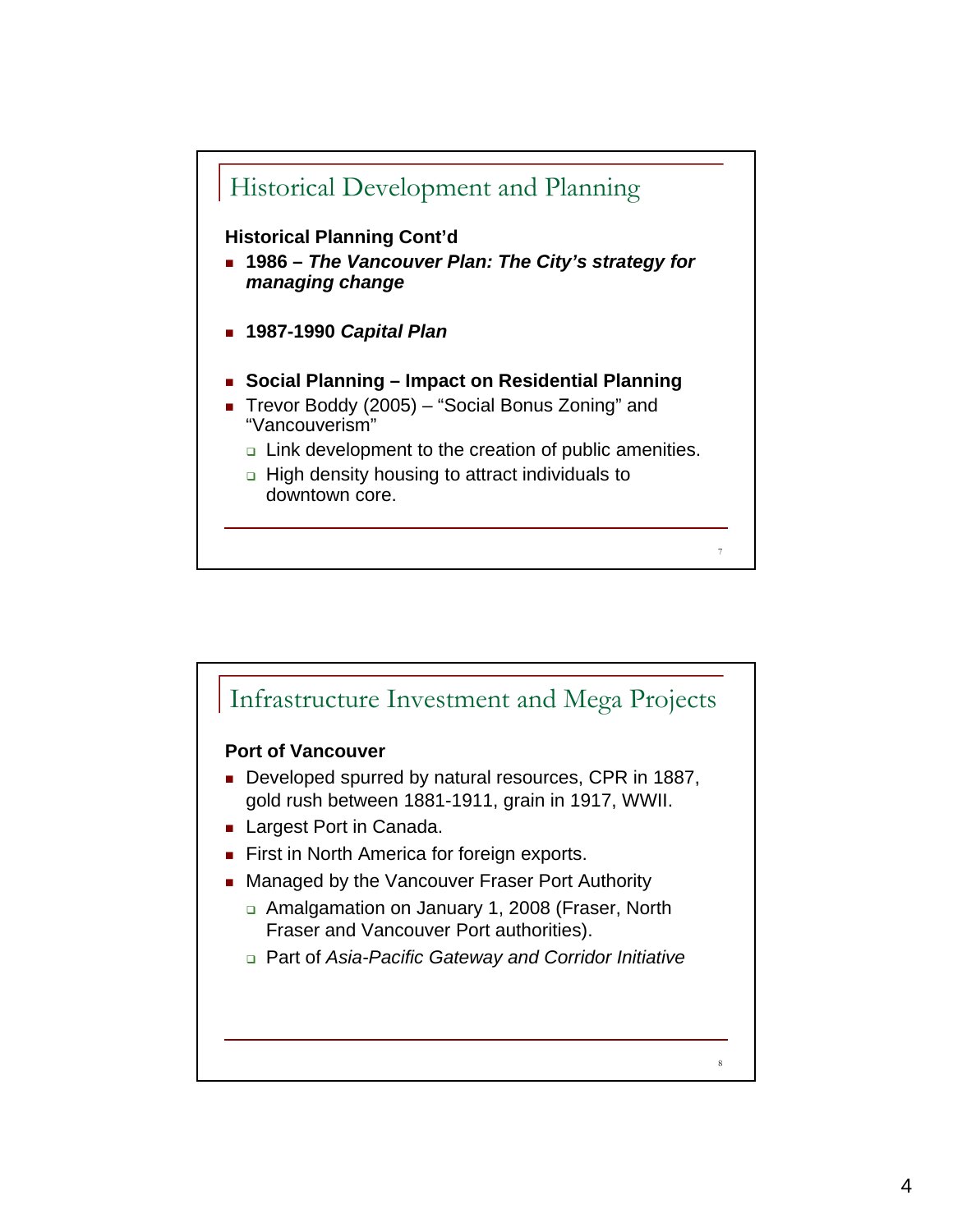## Historical Development and Planning

**Historical Planning Cont'd**

- **1986 – *The Vancouver Plan: The City's strategy for managing change***
- **1987-1990 *Capital Plan***
- **Social Planning – Impact on Residential Planning**
- Trevor Boddy (2005) – "Social Bonus Zoning" and "Vancouverism"
  - Link development to the creation of public amenities.
  - High density housing to attract individuals to downtown core.

## Infrastructure Investment and Mega Projects

**Port of Vancouver**

- Developed spurred by natural resources, CPR in 1887, gold rush between 1881-1911, grain in 1917, WWII.
- Largest Port in Canada.
- First in North America for foreign exports.
- Managed by the Vancouver Fraser Port Authority
  - Amalgamation on January 1, 2008 (Fraser, North Fraser and Vancouver Port authorities).
  - Part of *Asia-Pacific Gateway and Corridor Initiative*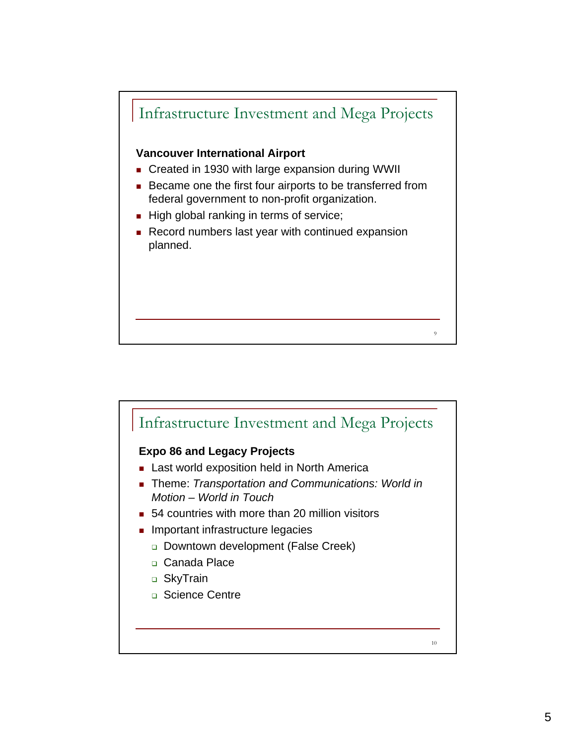## Infrastructure Investment and Mega Projects

**Vancouver International Airport**

- Created in 1930 with large expansion during WWII
- Became one the first four airports to be transferred from federal government to non-profit organization.
- High global ranking in terms of service;
- Record numbers last year with continued expansion planned.

## Infrastructure Investment and Mega Projects

**Expo 86 and Legacy Projects**

- Last world exposition held in North America
- Theme: *Transportation and Communications: World in Motion – World in Touch*
- 54 countries with more than 20 million visitors
- Important infrastructure legacies
  - Downtown development (False Creek)
  - Canada Place
  - SkyTrain
  - Science Centre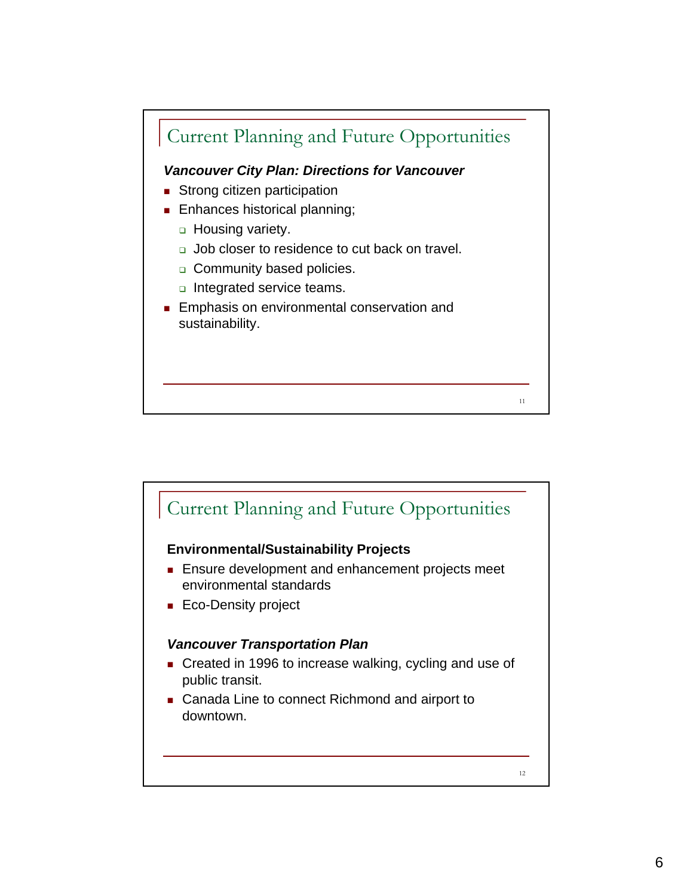## Current Planning and Future Opportunities

***Vancouver City Plan: Directions for Vancouver***

- Strong citizen participation
- Enhances historical planning;
  - Housing variety.
  - Job closer to residence to cut back on travel.
  - Community based policies.
  - Integrated service teams.
- Emphasis on environmental conservation and sustainability.

## Current Planning and Future Opportunities

**Environmental/Sustainability Projects**

- Ensure development and enhancement projects meet environmental standards
- Eco-Density project

***Vancouver Transportation Plan***

- Created in 1996 to increase walking, cycling and use of public transit.
- Canada Line to connect Richmond and airport to downtown.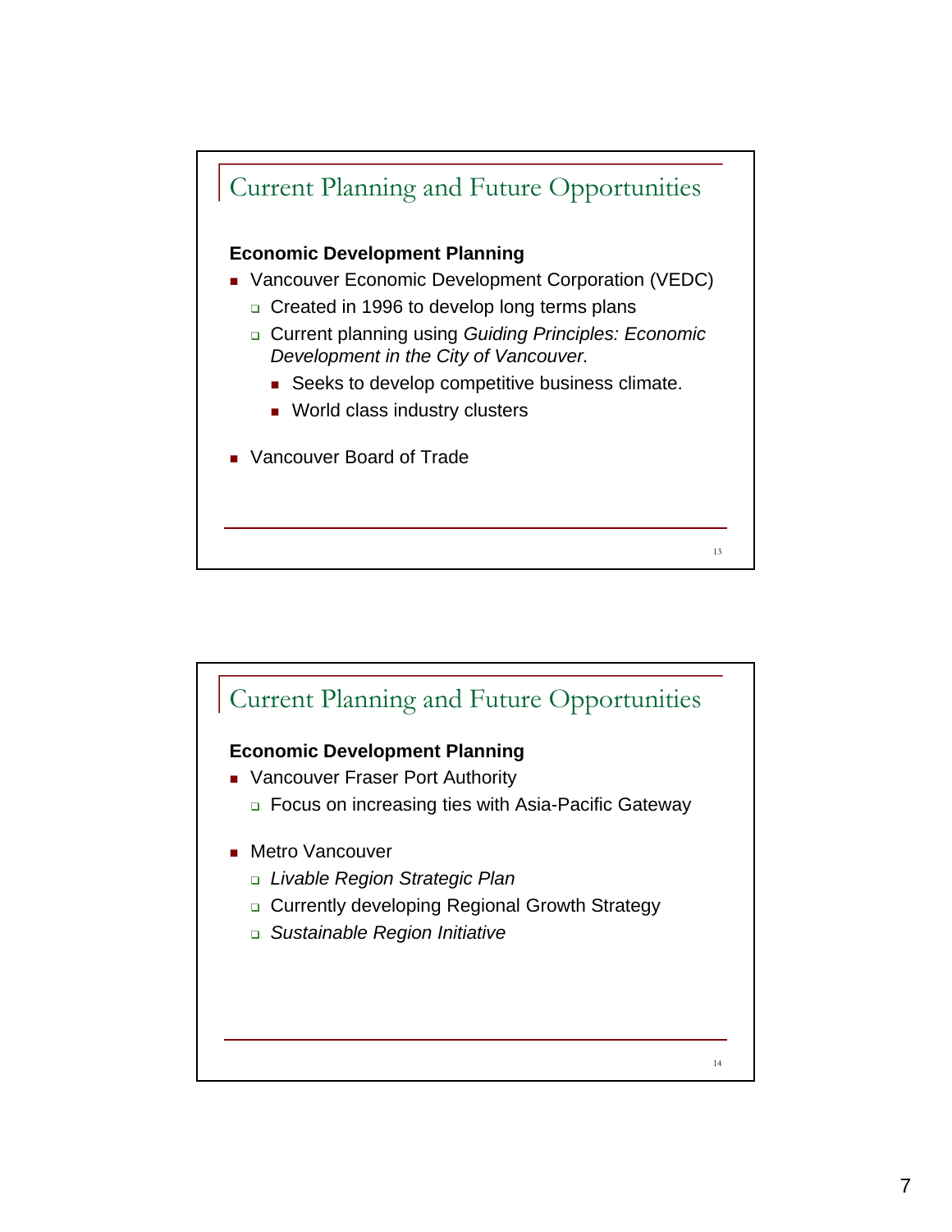## Current Planning and Future Opportunities

**Economic Development Planning**

- Vancouver Economic Development Corporation (VEDC)
  - Created in 1996 to develop long terms plans
  - Current planning using *Guiding Principles: Economic Development in the City of Vancouver.*
    - Seeks to develop competitive business climate.
    - World class industry clusters
- Vancouver Board of Trade

## Current Planning and Future Opportunities

**Economic Development Planning**

- Vancouver Fraser Port Authority
  - Focus on increasing ties with Asia-Pacific Gateway
- Metro Vancouver
  - *Livable Region Strategic Plan*
  - Currently developing Regional Growth Strategy
  - *Sustainable Region Initiative*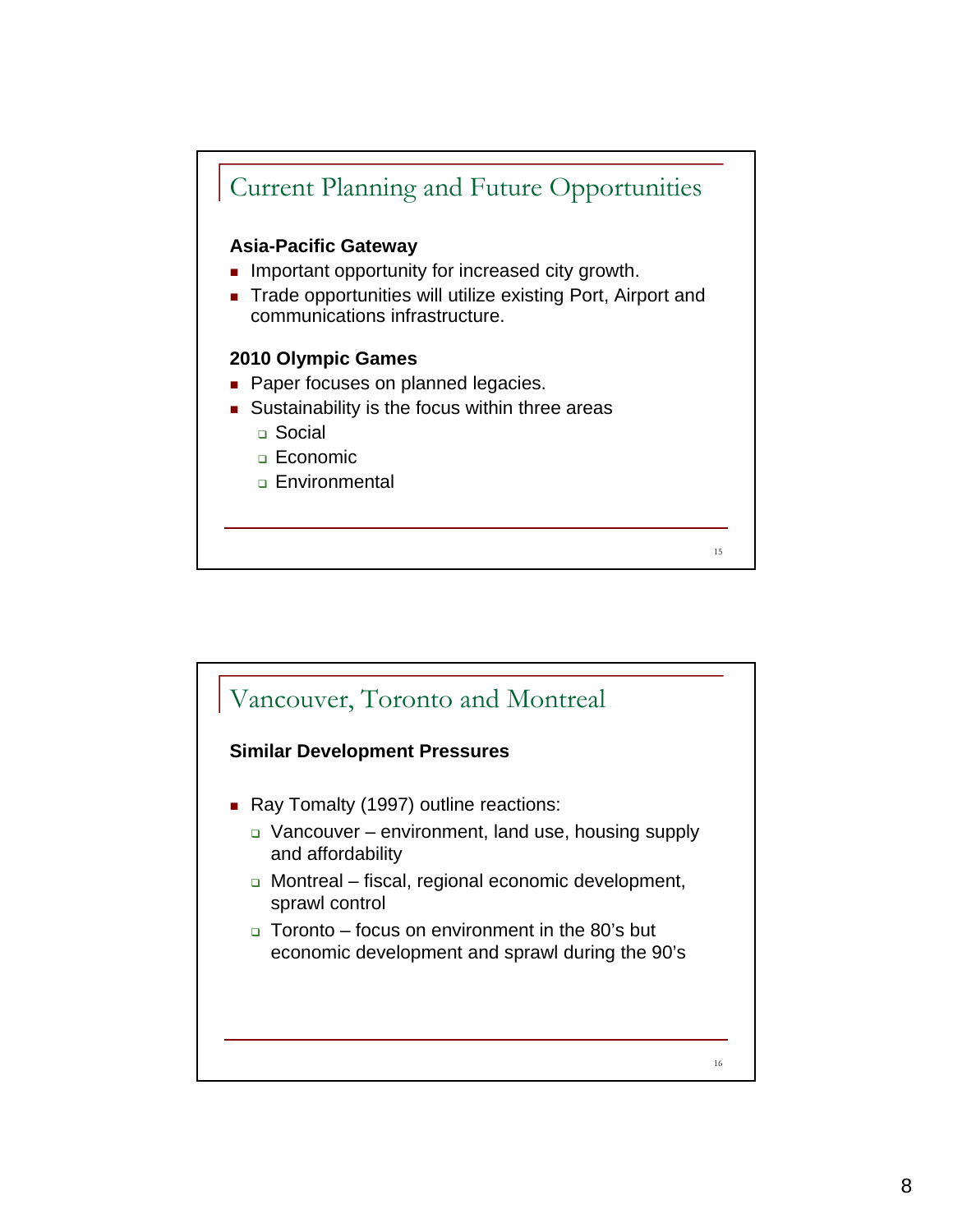## Current Planning and Future Opportunities

**Asia-Pacific Gateway**

- Important opportunity for increased city growth.
- Trade opportunities will utilize existing Port, Airport and communications infrastructure.

**2010 Olympic Games**

- Paper focuses on planned legacies.
- Sustainability is the focus within three areas
  - Social
  - Economic
  - Environmental

## Vancouver, Toronto and Montreal

**Similar Development Pressures**

- Ray Tomalty (1997) outline reactions:
  - Vancouver – environment, land use, housing supply and affordability
  - Montreal – fiscal, regional economic development, sprawl control
  - Toronto – focus on environment in the 80's but economic development and sprawl during the 90's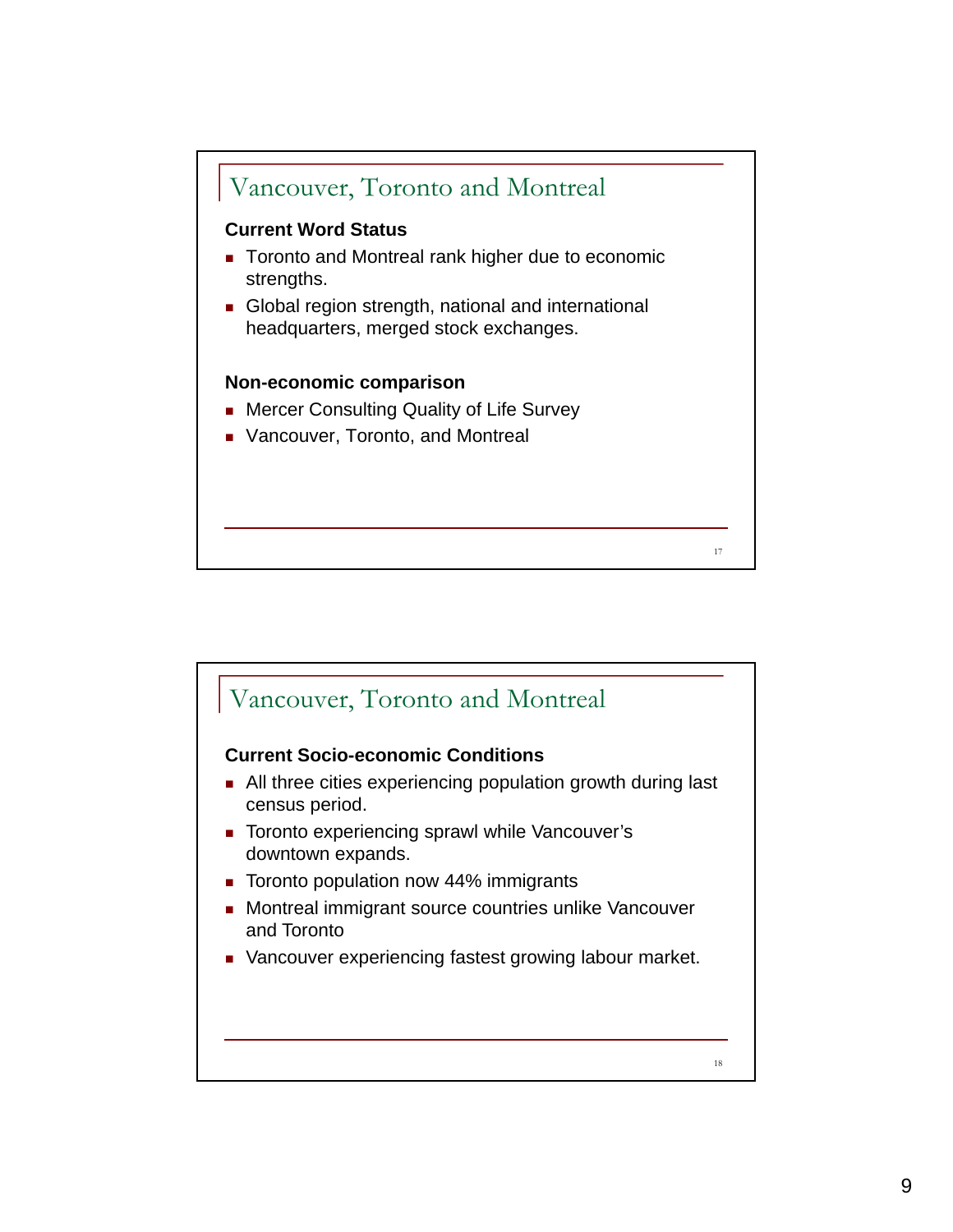## Vancouver, Toronto and Montreal

**Current Word Status**

- Toronto and Montreal rank higher due to economic strengths.
- Global region strength, national and international headquarters, merged stock exchanges.

**Non-economic comparison**

- Mercer Consulting Quality of Life Survey
- Vancouver, Toronto, and Montreal

## Vancouver, Toronto and Montreal

**Current Socio-economic Conditions**

- All three cities experiencing population growth during last census period.
- Toronto experiencing sprawl while Vancouver's downtown expands.
- Toronto population now 44% immigrants
- Montreal immigrant source countries unlike Vancouver and Toronto
- Vancouver experiencing fastest growing labour market.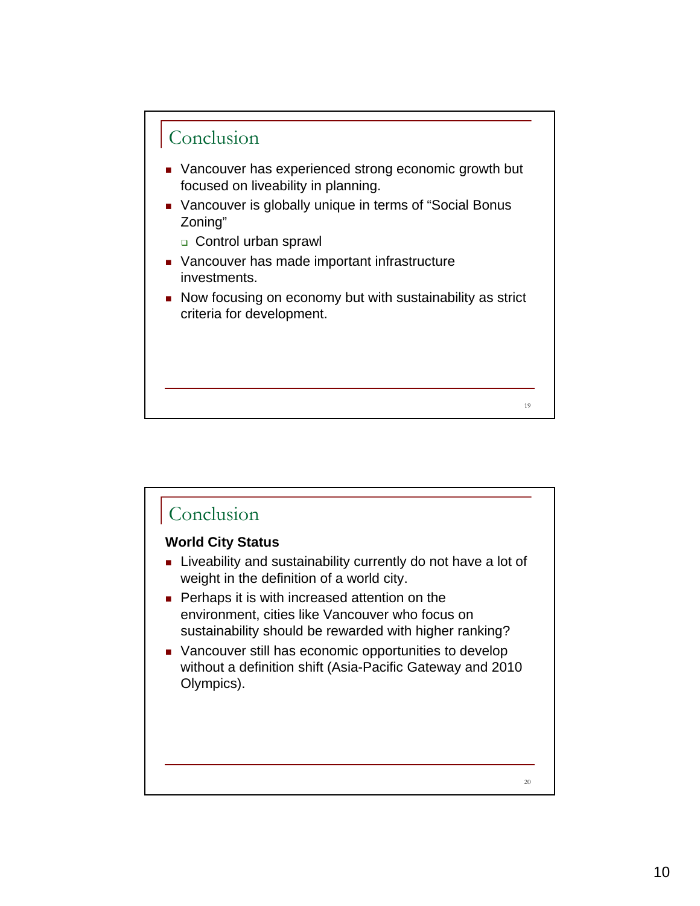## Conclusion

- Vancouver has experienced strong economic growth but focused on liveability in planning.
- Vancouver is globally unique in terms of "Social Bonus Zoning"
  - Control urban sprawl
- Vancouver has made important infrastructure investments.
- Now focusing on economy but with sustainability as strict criteria for development.

## Conclusion

**World City Status**

- Liveability and sustainability currently do not have a lot of weight in the definition of a world city.
- Perhaps it is with increased attention on the environment, cities like Vancouver who focus on sustainability should be rewarded with higher ranking?
- Vancouver still has economic opportunities to develop without a definition shift (Asia-Pacific Gateway and 2010 Olympics).